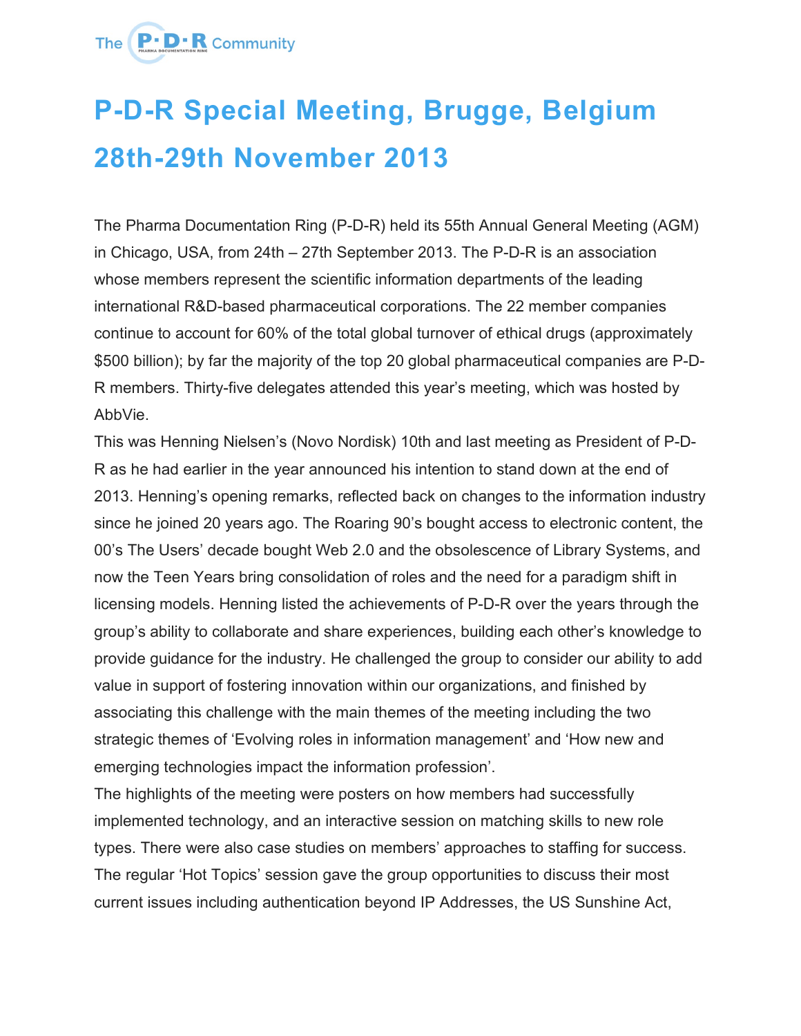# P-D-R Special Meeting, Brugge, Belgium 28th-29th November 2013

The Pharma Documentation Ring (P-D-R) held its 55th Annual General Meeting (AGM) in Chicago, USA, from 24th – 27th September 2013. The P-D-R is an association whose members represent the scientific information departments of the leading international R&D-based pharmaceutical corporations. The 22 member companies continue to account for 60% of the total global turnover of ethical drugs (approximately $500 billion); by far the majority of the top 20 global pharmaceutical companies are P-D-R members. Thirty-five delegates attended this year's meeting, which was hosted by AbbVie.

This was Henning Nielsen's (Novo Nordisk) 10th and last meeting as President of P-D-R as he had earlier in the year announced his intention to stand down at the end of 2013. Henning's opening remarks, reflected back on changes to the information industry since he joined 20 years ago. The Roaring 90's bought access to electronic content, the 00's The Users' decade bought Web 2.0 and the obsolescence of Library Systems, and now the Teen Years bring consolidation of roles and the need for a paradigm shift in licensing models. Henning listed the achievements of P-D-R over the years through the group's ability to collaborate and share experiences, building each other's knowledge to provide guidance for the industry. He challenged the group to consider our ability to add value in support of fostering innovation within our organizations, and finished by associating this challenge with the main themes of the meeting including the two strategic themes of 'Evolving roles in information management' and 'How new and emerging technologies impact the information profession'.

The highlights of the meeting were posters on how members had successfully implemented technology, and an interactive session on matching skills to new role types. There were also case studies on members' approaches to staffing for success. The regular 'Hot Topics' session gave the group opportunities to discuss their most current issues including authentication beyond IP Addresses, the US Sunshine Act,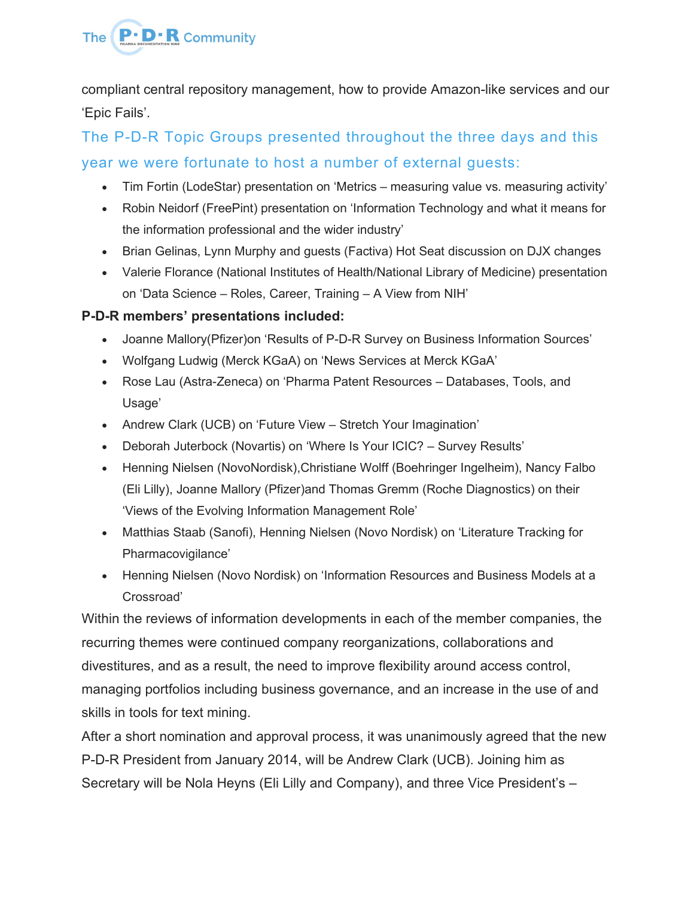compliant central repository management, how to provide Amazon-like services and our 'Epic Fails'.

## The P-D-R Topic Groups presented throughout the three days and this year we were fortunate to host a number of external guests:

- Tim Fortin (LodeStar) presentation on 'Metrics – measuring value vs. measuring activity'
- Robin Neidorf (FreePint) presentation on 'Information Technology and what it means for the information professional and the wider industry'
- Brian Gelinas, Lynn Murphy and guests (Factiva) Hot Seat discussion on DJX changes
- Valerie Florance (National Institutes of Health/National Library of Medicine) presentation on 'Data Science – Roles, Career, Training – A View from NIH'

**P-D-R members' presentations included:**

- Joanne Mallory(Pfizer)on 'Results of P-D-R Survey on Business Information Sources'
- Wolfgang Ludwig (Merck KGaA) on 'News Services at Merck KGaA'
- Rose Lau (Astra-Zeneca) on 'Pharma Patent Resources – Databases, Tools, and Usage'
- Andrew Clark (UCB) on 'Future View – Stretch Your Imagination'
- Deborah Juterbock (Novartis) on 'Where Is Your ICIC? – Survey Results'
- Henning Nielsen (NovoNordisk),Christiane Wolff (Boehringer Ingelheim), Nancy Falbo (Eli Lilly), Joanne Mallory (Pfizer)and Thomas Gremm (Roche Diagnostics) on their 'Views of the Evolving Information Management Role'
- Matthias Staab (Sanofi), Henning Nielsen (Novo Nordisk) on 'Literature Tracking for Pharmacovigilance'
- Henning Nielsen (Novo Nordisk) on 'Information Resources and Business Models at a Crossroad'

Within the reviews of information developments in each of the member companies, the recurring themes were continued company reorganizations, collaborations and divestitures, and as a result, the need to improve flexibility around access control, managing portfolios including business governance, and an increase in the use of and skills in tools for text mining.

After a short nomination and approval process, it was unanimously agreed that the new P-D-R President from January 2014, will be Andrew Clark (UCB). Joining him as Secretary will be Nola Heyns (Eli Lilly and Company), and three Vice President's –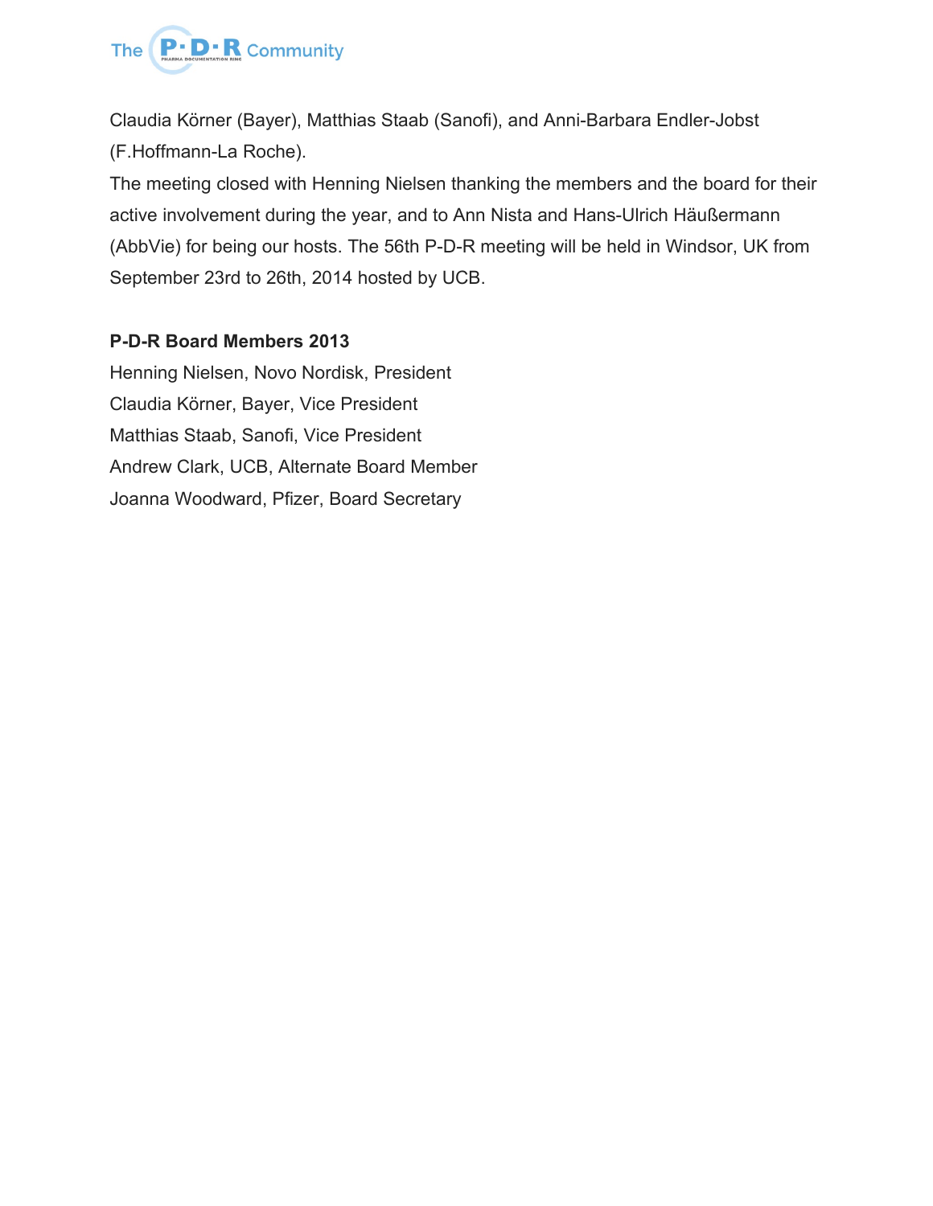Claudia Körner (Bayer), Matthias Staab (Sanofi), and Anni-Barbara Endler-Jobst (F.Hoffmann-La Roche).

The meeting closed with Henning Nielsen thanking the members and the board for their active involvement during the year, and to Ann Nista and Hans-Ulrich Häußermann (AbbVie) for being our hosts. The 56th P-D-R meeting will be held in Windsor, UK from September 23rd to 26th, 2014 hosted by UCB.

**P-D-R Board Members 2013**

Henning Nielsen, Novo Nordisk, President
Claudia Körner, Bayer, Vice President
Matthias Staab, Sanofi, Vice President
Andrew Clark, UCB, Alternate Board Member
Joanna Woodward, Pfizer, Board Secretary